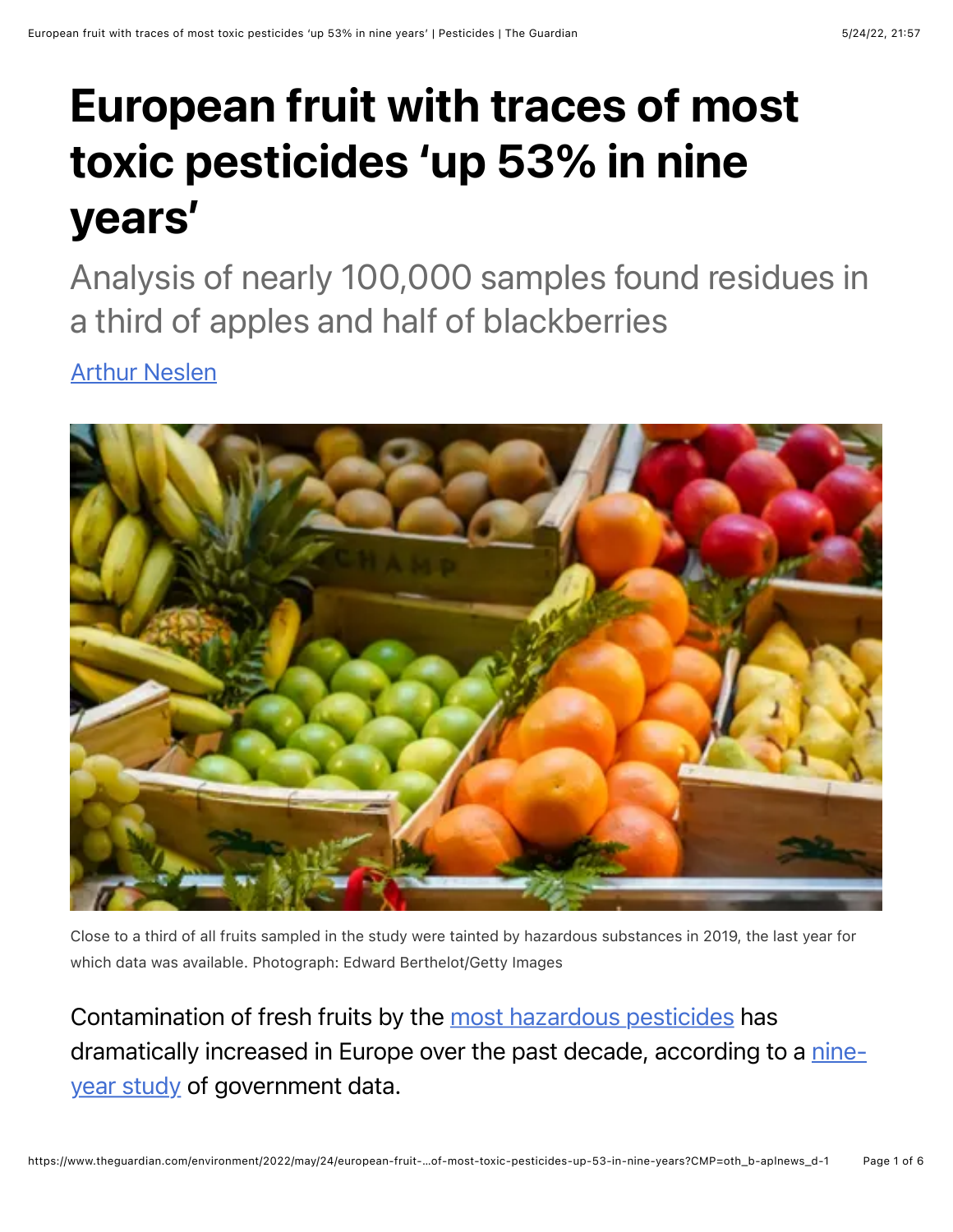# European fruit with traces of most toxic pesticides 'up 53% in nine years'

## Analysis of nearly 100,000 samples found residues in a third of apples and half of blackberries

[Arthur Neslen](#)

Close to a third of all fruits sampled in the study were tainted by hazardous substances in 2019, the last year for which data was available. Photograph: Edward Berthelot/Getty Images

Contamination of fresh fruits by the [most hazardous pesticides](#) has dramatically increased in Europe over the past decade, according to a [nine-year study](#) of government data.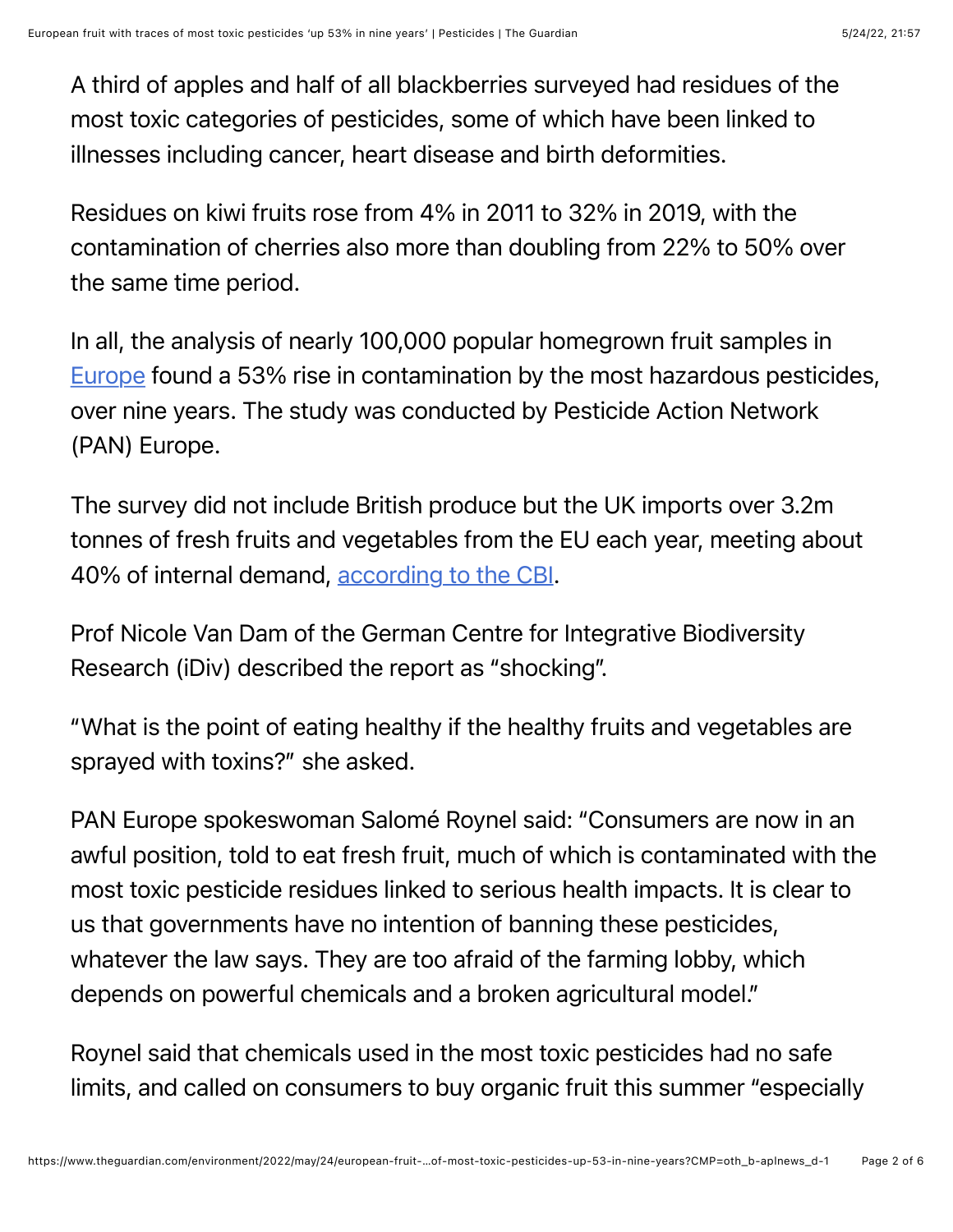A third of apples and half of all blackberries surveyed had residues of the most toxic categories of pesticides, some of which have been linked to illnesses including cancer, heart disease and birth deformities.

Residues on kiwi fruits rose from 4% in 2011 to 32% in 2019, with the contamination of cherries also more than doubling from 22% to 50% over the same time period.

In all, the analysis of nearly 100,000 popular homegrown fruit samples in Europe found a 53% rise in contamination by the most hazardous pesticides, over nine years. The study was conducted by Pesticide Action Network (PAN) Europe.

The survey did not include British produce but the UK imports over 3.2m tonnes of fresh fruits and vegetables from the EU each year, meeting about 40% of internal demand, according to the CBI.

Prof Nicole Van Dam of the German Centre for Integrative Biodiversity Research (iDiv) described the report as "shocking".

"What is the point of eating healthy if the healthy fruits and vegetables are sprayed with toxins?" she asked.

PAN Europe spokeswoman Salomé Roynel said: "Consumers are now in an awful position, told to eat fresh fruit, much of which is contaminated with the most toxic pesticide residues linked to serious health impacts. It is clear to us that governments have no intention of banning these pesticides, whatever the law says. They are too afraid of the farming lobby, which depends on powerful chemicals and a broken agricultural model."

Roynel said that chemicals used in the most toxic pesticides had no safe limits, and called on consumers to buy organic fruit this summer "especially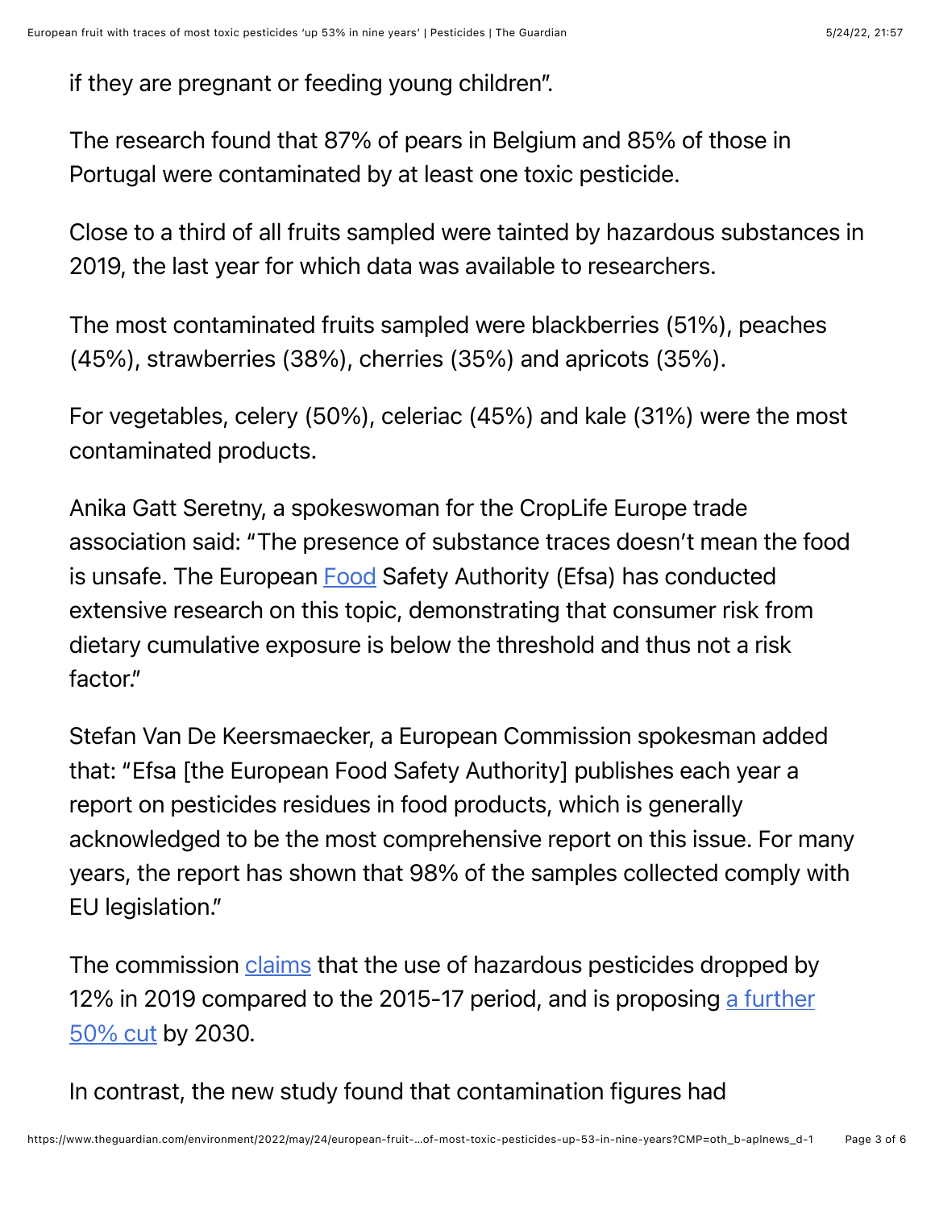if they are pregnant or feeding young children".

The research found that 87% of pears in Belgium and 85% of those in Portugal were contaminated by at least one toxic pesticide.

Close to a third of all fruits sampled were tainted by hazardous substances in 2019, the last year for which data was available to researchers.

The most contaminated fruits sampled were blackberries (51%), peaches (45%), strawberries (38%), cherries (35%) and apricots (35%).

For vegetables, celery (50%), celeriac (45%) and kale (31%) were the most contaminated products.

Anika Gatt Seretny, a spokeswoman for the CropLife Europe trade association said: "The presence of substance traces doesn't mean the food is unsafe. The European Food Safety Authority (Efsa) has conducted extensive research on this topic, demonstrating that consumer risk from dietary cumulative exposure is below the threshold and thus not a risk factor."

Stefan Van De Keersmaecker, a European Commission spokesman added that: "Efsa [the European Food Safety Authority] publishes each year a report on pesticides residues in food products, which is generally acknowledged to be the most comprehensive report on this issue. For many years, the report has shown that 98% of the samples collected comply with EU legislation."

The commission claims that the use of hazardous pesticides dropped by 12% in 2019 compared to the 2015-17 period, and is proposing a further 50% cut by 2030.

In contrast, the new study found that contamination figures had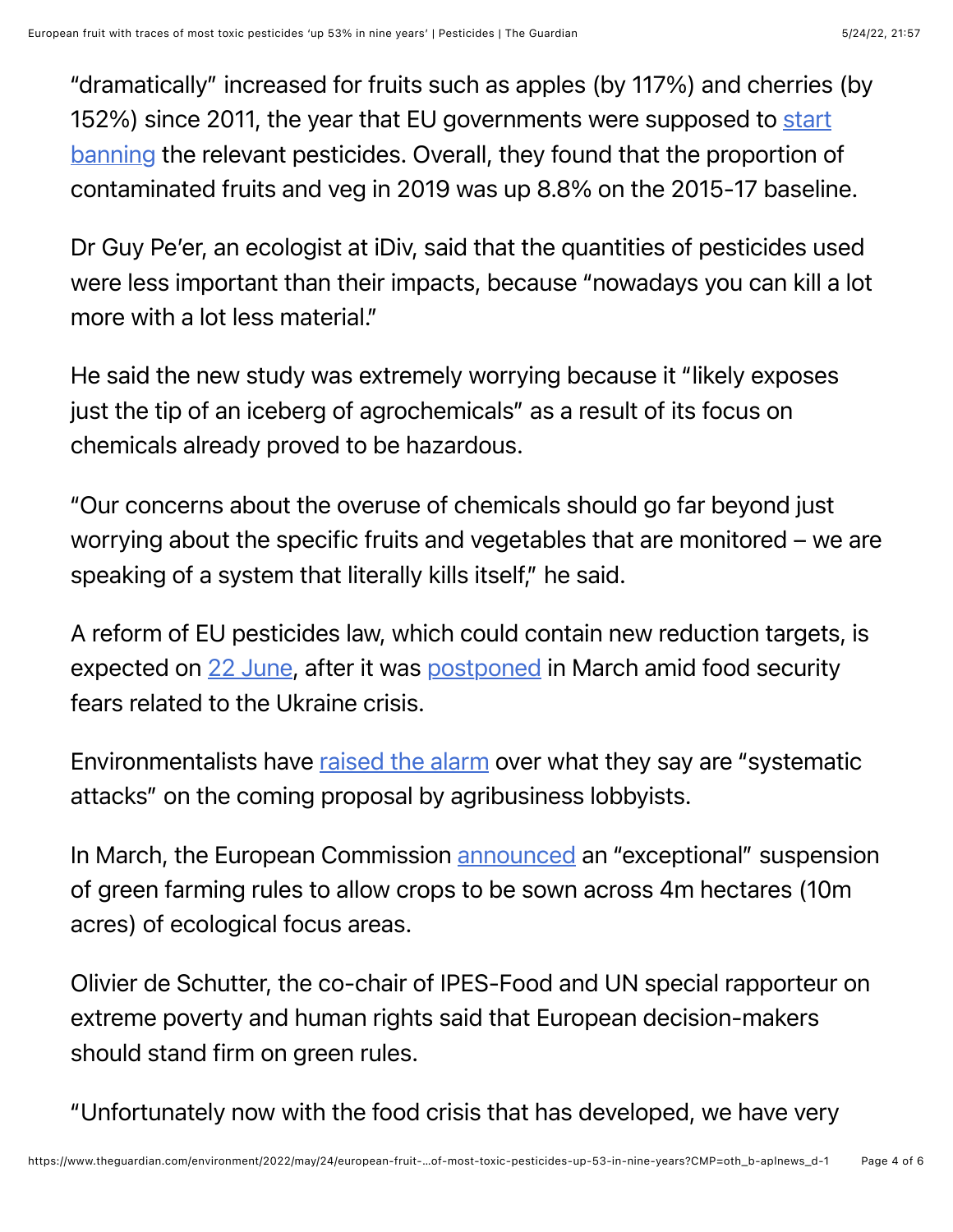"dramatically" increased for fruits such as apples (by 117%) and cherries (by 152%) since 2011, the year that EU governments were supposed to start banning the relevant pesticides. Overall, they found that the proportion of contaminated fruits and veg in 2019 was up 8.8% on the 2015-17 baseline.

Dr Guy Pe'er, an ecologist at iDiv, said that the quantities of pesticides used were less important than their impacts, because "nowadays you can kill a lot more with a lot less material."

He said the new study was extremely worrying because it "likely exposes just the tip of an iceberg of agrochemicals" as a result of its focus on chemicals already proved to be hazardous.

"Our concerns about the overuse of chemicals should go far beyond just worrying about the specific fruits and vegetables that are monitored – we are speaking of a system that literally kills itself," he said.

A reform of EU pesticides law, which could contain new reduction targets, is expected on 22 June, after it was postponed in March amid food security fears related to the Ukraine crisis.

Environmentalists have raised the alarm over what they say are "systematic attacks" on the coming proposal by agribusiness lobbyists.

In March, the European Commission announced an "exceptional" suspension of green farming rules to allow crops to be sown across 4m hectares (10m acres) of ecological focus areas.

Olivier de Schutter, the co-chair of IPES-Food and UN special rapporteur on extreme poverty and human rights said that European decision-makers should stand firm on green rules.

"Unfortunately now with the food crisis that has developed, we have very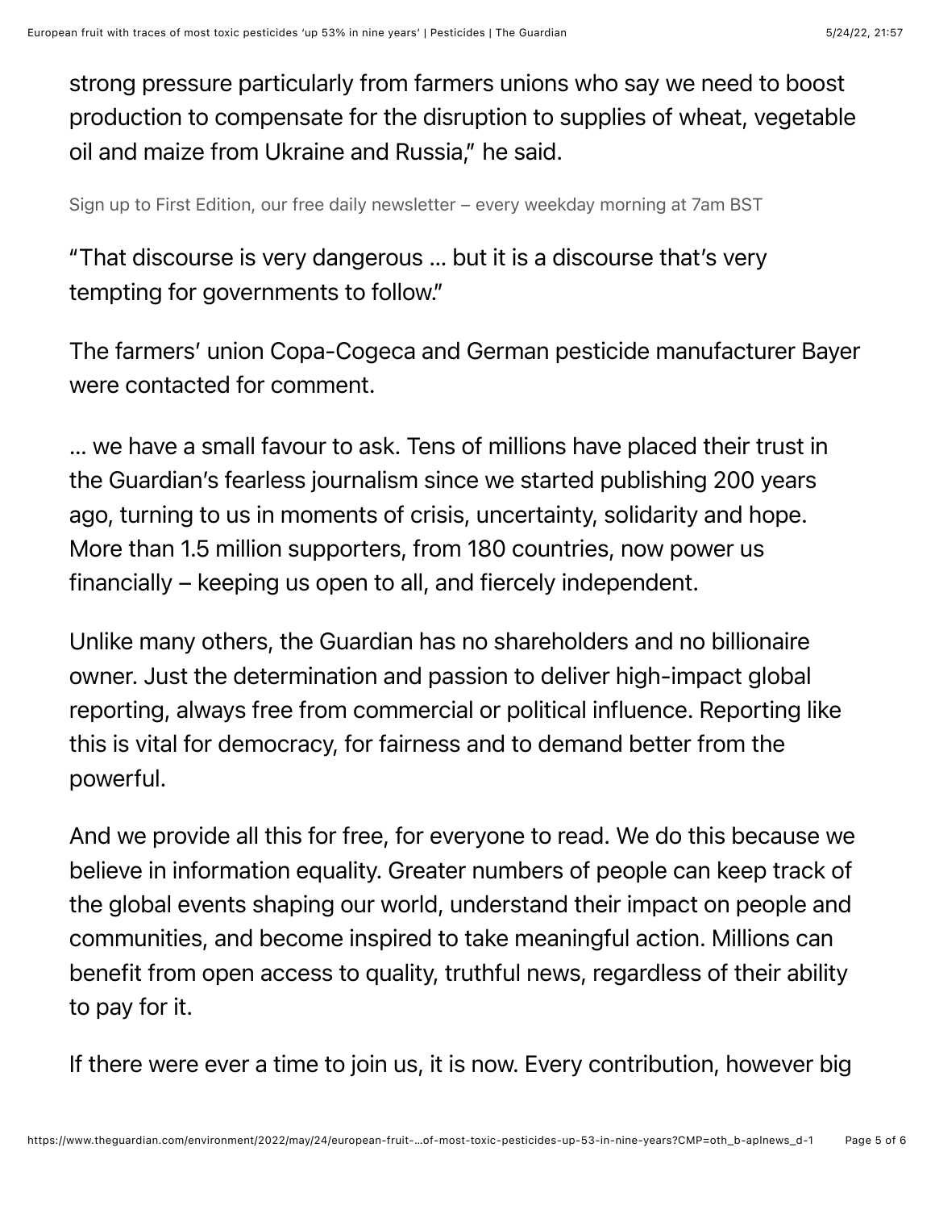strong pressure particularly from farmers unions who say we need to boost production to compensate for the disruption to supplies of wheat, vegetable oil and maize from Ukraine and Russia," he said.

Sign up to First Edition, our free daily newsletter – every weekday morning at 7am BST

"That discourse is very dangerous … but it is a discourse that's very tempting for governments to follow."

The farmers' union Copa-Cogeca and German pesticide manufacturer Bayer were contacted for comment.

… we have a small favour to ask. Tens of millions have placed their trust in the Guardian's fearless journalism since we started publishing 200 years ago, turning to us in moments of crisis, uncertainty, solidarity and hope. More than 1.5 million supporters, from 180 countries, now power us financially – keeping us open to all, and fiercely independent.

Unlike many others, the Guardian has no shareholders and no billionaire owner. Just the determination and passion to deliver high-impact global reporting, always free from commercial or political influence. Reporting like this is vital for democracy, for fairness and to demand better from the powerful.

And we provide all this for free, for everyone to read. We do this because we believe in information equality. Greater numbers of people can keep track of the global events shaping our world, understand their impact on people and communities, and become inspired to take meaningful action. Millions can benefit from open access to quality, truthful news, regardless of their ability to pay for it.

If there were ever a time to join us, it is now. Every contribution, however big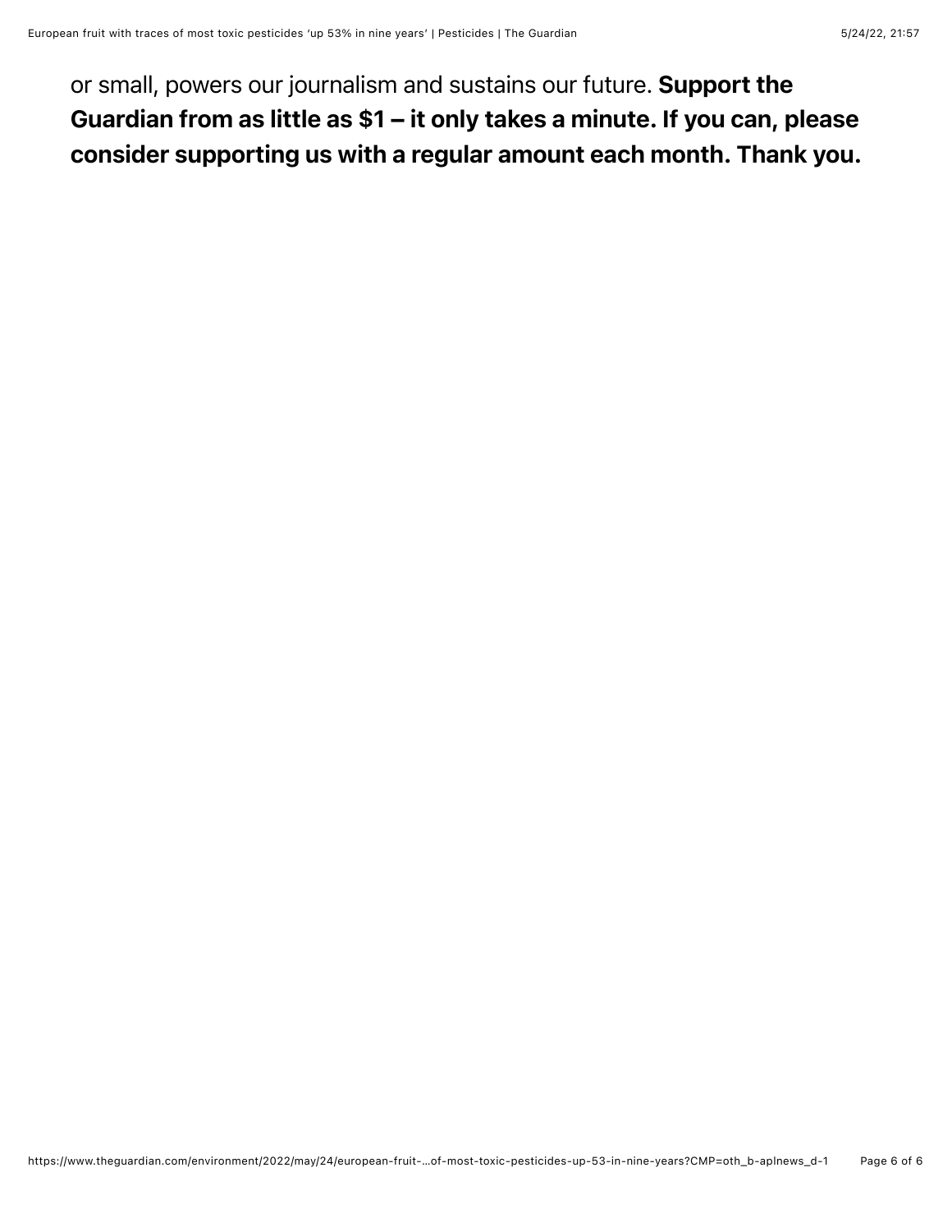or small, powers our journalism and sustains our future. **Support the Guardian from as little as $1 – it only takes a minute. If you can, please consider supporting us with a regular amount each month. Thank you.**